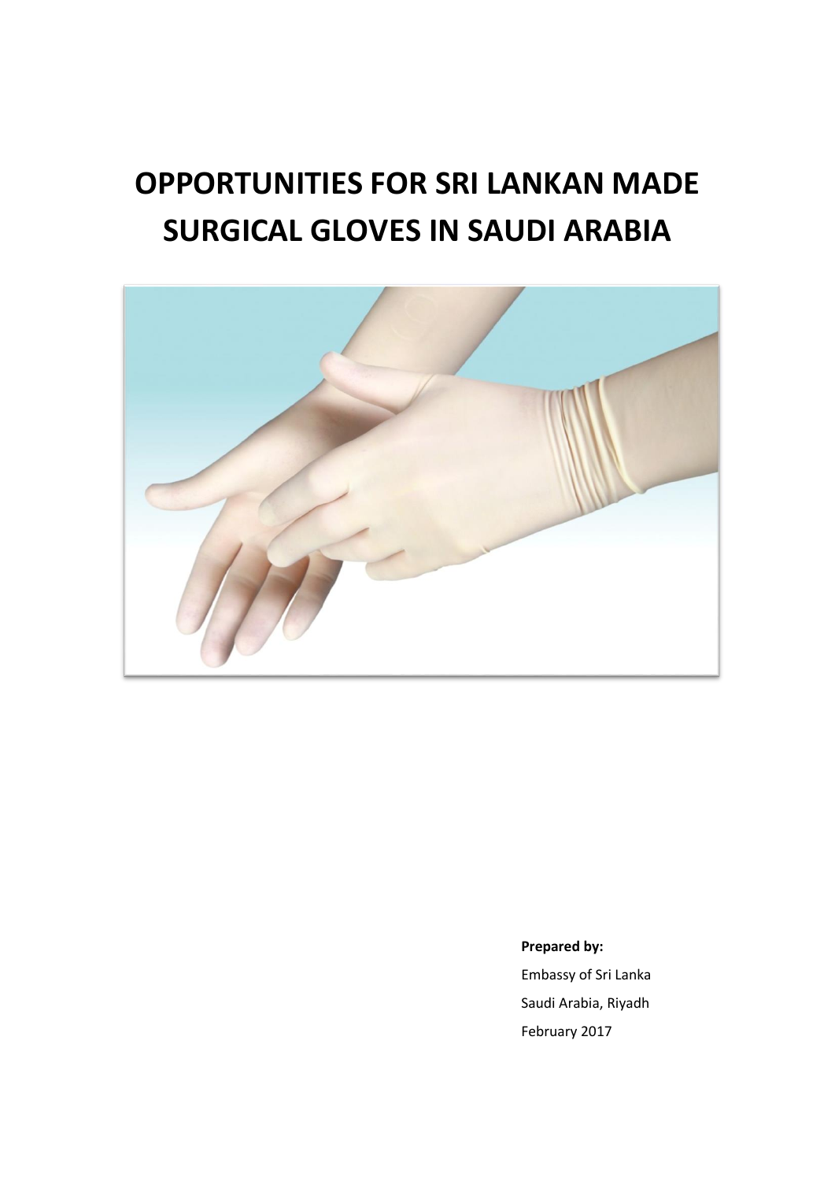# OPPORTUNITIES FOR SRI LANKAN MADE SURGICAL GLOVES IN SAUDI ARABIA

**Prepared by:**

Embassy of Sri Lanka

Saudi Arabia, Riyadh

February 2017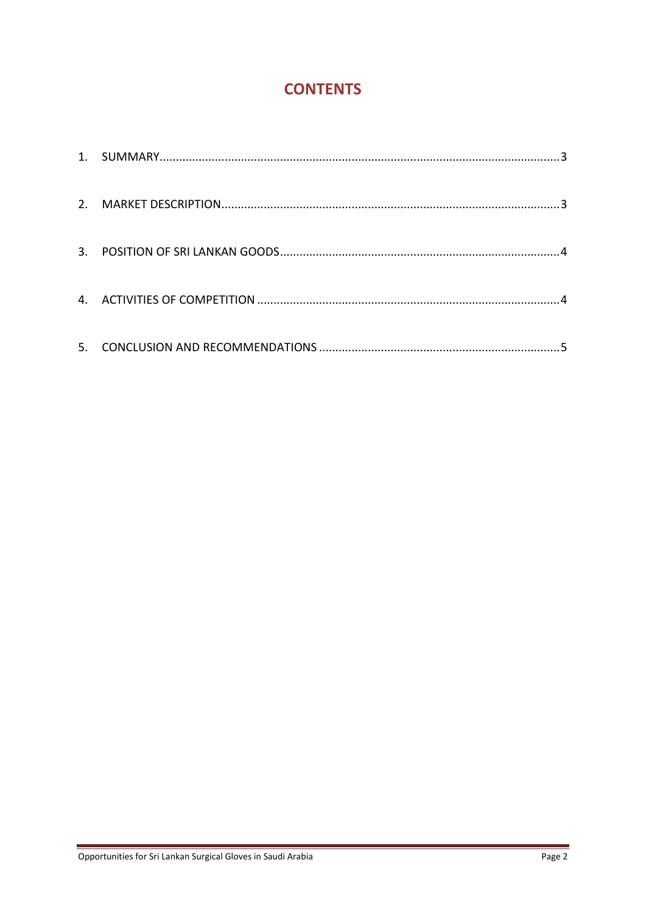# CONTENTS

1. SUMMARY........................................................................................................................3
2. MARKET DESCRIPTION.....................................................................................................3
3. POSITION OF SRI LANKAN GOODS....................................................................................4
4. ACTIVITIES OF COMPETITION ..........................................................................................4
5. CONCLUSION AND RECOMMENDATIONS ........................................................................5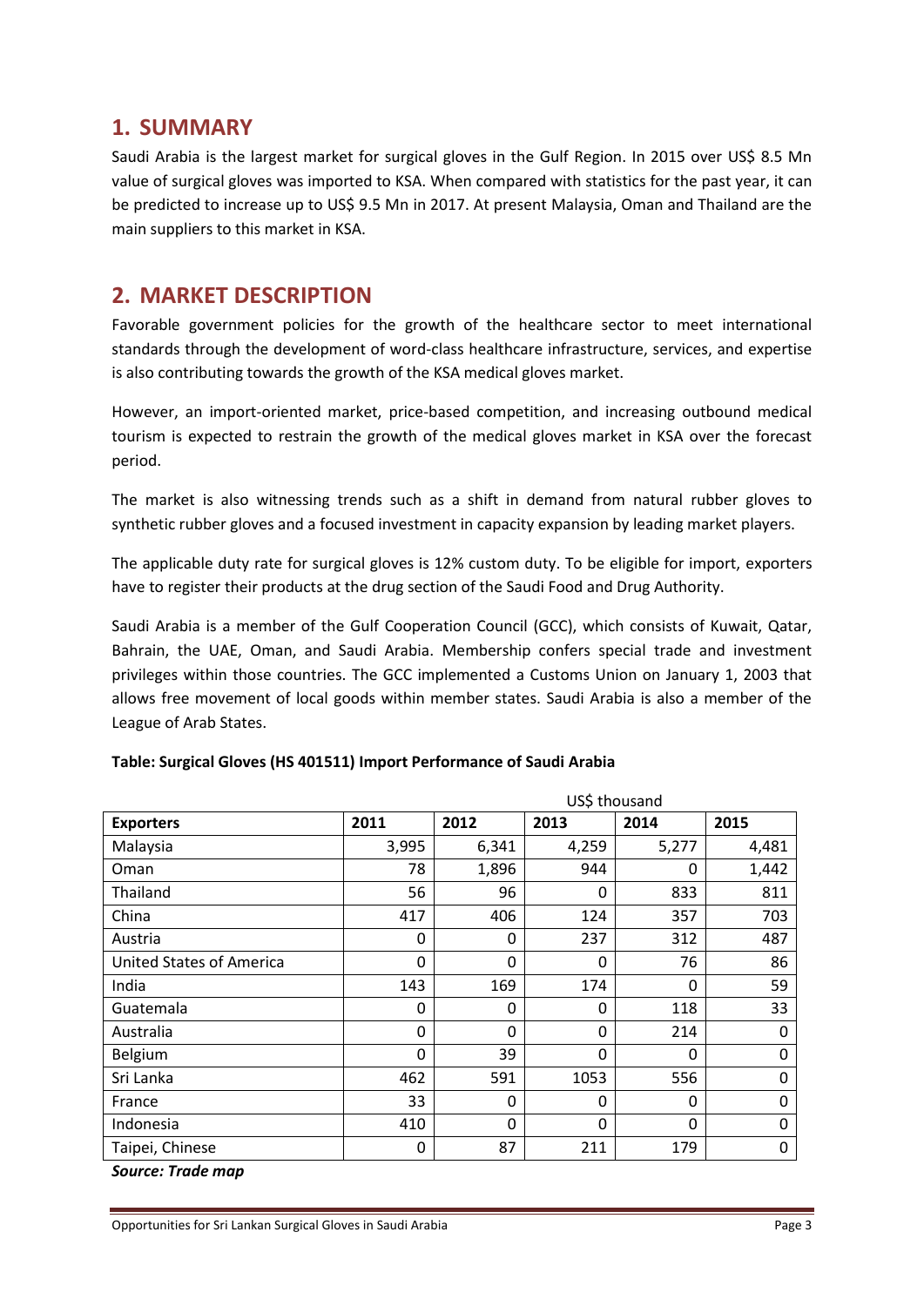## 1. SUMMARY

Saudi Arabia is the largest market for surgical gloves in the Gulf Region. In 2015 over US$ 8.5 Mn value of surgical gloves was imported to KSA. When compared with statistics for the past year, it can be predicted to increase up to US$ 9.5 Mn in 2017. At present Malaysia, Oman and Thailand are the main suppliers to this market in KSA.

## 2. MARKET DESCRIPTION

Favorable government policies for the growth of the healthcare sector to meet international standards through the development of word-class healthcare infrastructure, services, and expertise is also contributing towards the growth of the KSA medical gloves market.

However, an import-oriented market, price-based competition, and increasing outbound medical tourism is expected to restrain the growth of the medical gloves market in KSA over the forecast period.

The market is also witnessing trends such as a shift in demand from natural rubber gloves to synthetic rubber gloves and a focused investment in capacity expansion by leading market players.

The applicable duty rate for surgical gloves is 12% custom duty. To be eligible for import, exporters have to register their products at the drug section of the Saudi Food and Drug Authority.

Saudi Arabia is a member of the Gulf Cooperation Council (GCC), which consists of Kuwait, Qatar, Bahrain, the UAE, Oman, and Saudi Arabia. Membership confers special trade and investment privileges within those countries. The GCC implemented a Customs Union on January 1, 2003 that allows free movement of local goods within member states. Saudi Arabia is also a member of the League of Arab States.

**Table: Surgical Gloves (HS 401511) Import Performance of Saudi Arabia**

US$ thousand

| Exporters | 2011 | 2012 | 2013 | 2014 | 2015 |
|---|---|---|---|---|---|
| Malaysia | 3,995 | 6,341 | 4,259 | 5,277 | 4,481 |
| Oman | 78 | 1,896 | 944 | 0 | 1,442 |
| Thailand | 56 | 96 | 0 | 833 | 811 |
| China | 417 | 406 | 124 | 357 | 703 |
| Austria | 0 | 0 | 237 | 312 | 487 |
| United States of America | 0 | 0 | 0 | 76 | 86 |
| India | 143 | 169 | 174 | 0 | 59 |
| Guatemala | 0 | 0 | 0 | 118 | 33 |
| Australia | 0 | 0 | 0 | 214 | 0 |
| Belgium | 0 | 39 | 0 | 0 | 0 |
| Sri Lanka | 462 | 591 | 1053 | 556 | 0 |
| France | 33 | 0 | 0 | 0 | 0 |
| Indonesia | 410 | 0 | 0 | 0 | 0 |
| Taipei, Chinese | 0 | 87 | 211 | 179 | 0 |

***Source: Trade map***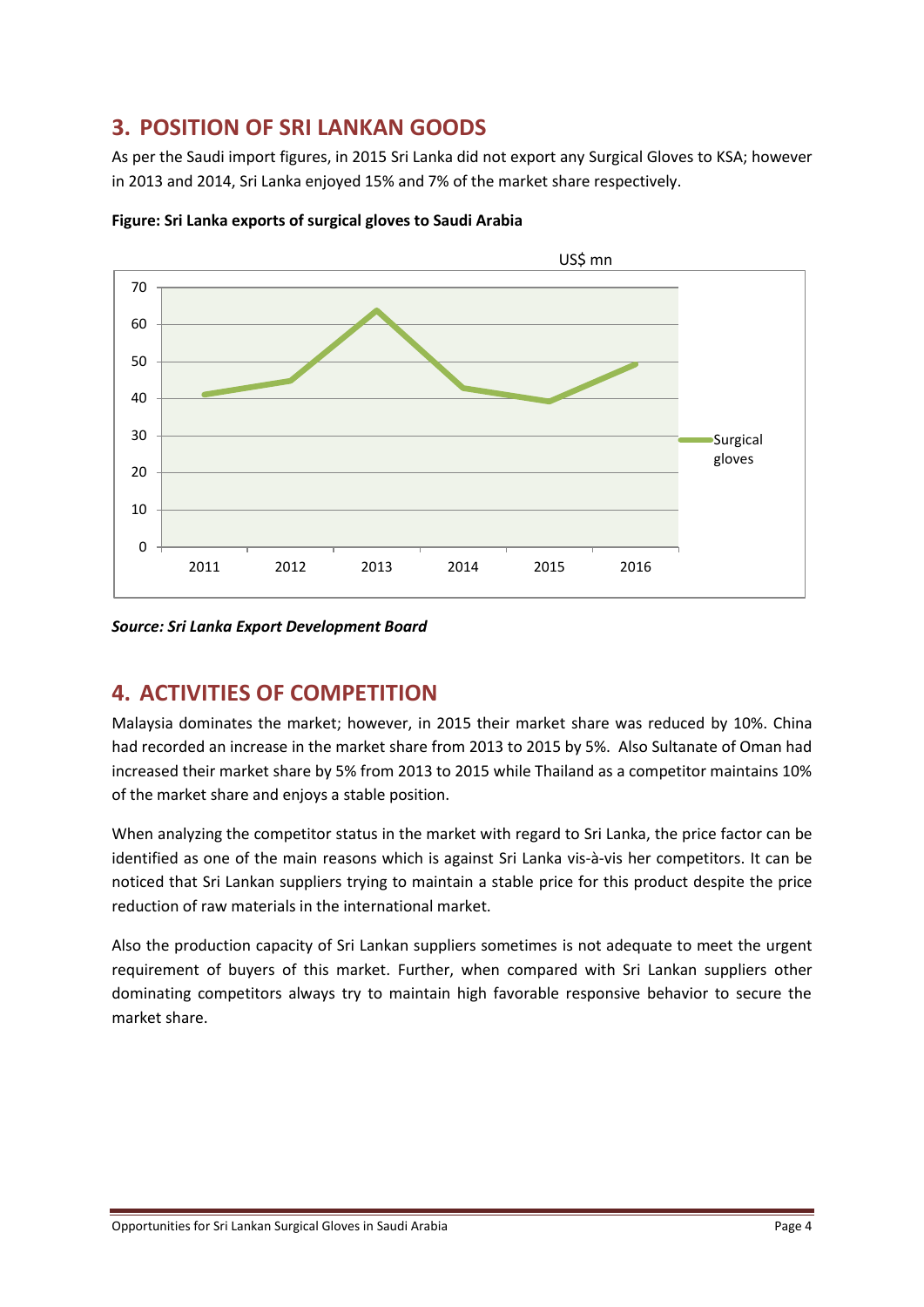## 3. POSITION OF SRI LANKAN GOODS

As per the Saudi import figures, in 2015 Sri Lanka did not export any Surgical Gloves to KSA; however in 2013 and 2014, Sri Lanka enjoyed 15% and 7% of the market share respectively.

**Figure: Sri Lanka exports of surgical gloves to Saudi Arabia**

*Source: Sri Lanka Export Development Board*

## 4. ACTIVITIES OF COMPETITION

Malaysia dominates the market; however, in 2015 their market share was reduced by 10%. China had recorded an increase in the market share from 2013 to 2015 by 5%. Also Sultanate of Oman had increased their market share by 5% from 2013 to 2015 while Thailand as a competitor maintains 10% of the market share and enjoys a stable position.

When analyzing the competitor status in the market with regard to Sri Lanka, the price factor can be identified as one of the main reasons which is against Sri Lanka vis-à-vis her competitors. It can be noticed that Sri Lankan suppliers trying to maintain a stable price for this product despite the price reduction of raw materials in the international market.

Also the production capacity of Sri Lankan suppliers sometimes is not adequate to meet the urgent requirement of buyers of this market. Further, when compared with Sri Lankan suppliers other dominating competitors always try to maintain high favorable responsive behavior to secure the market share.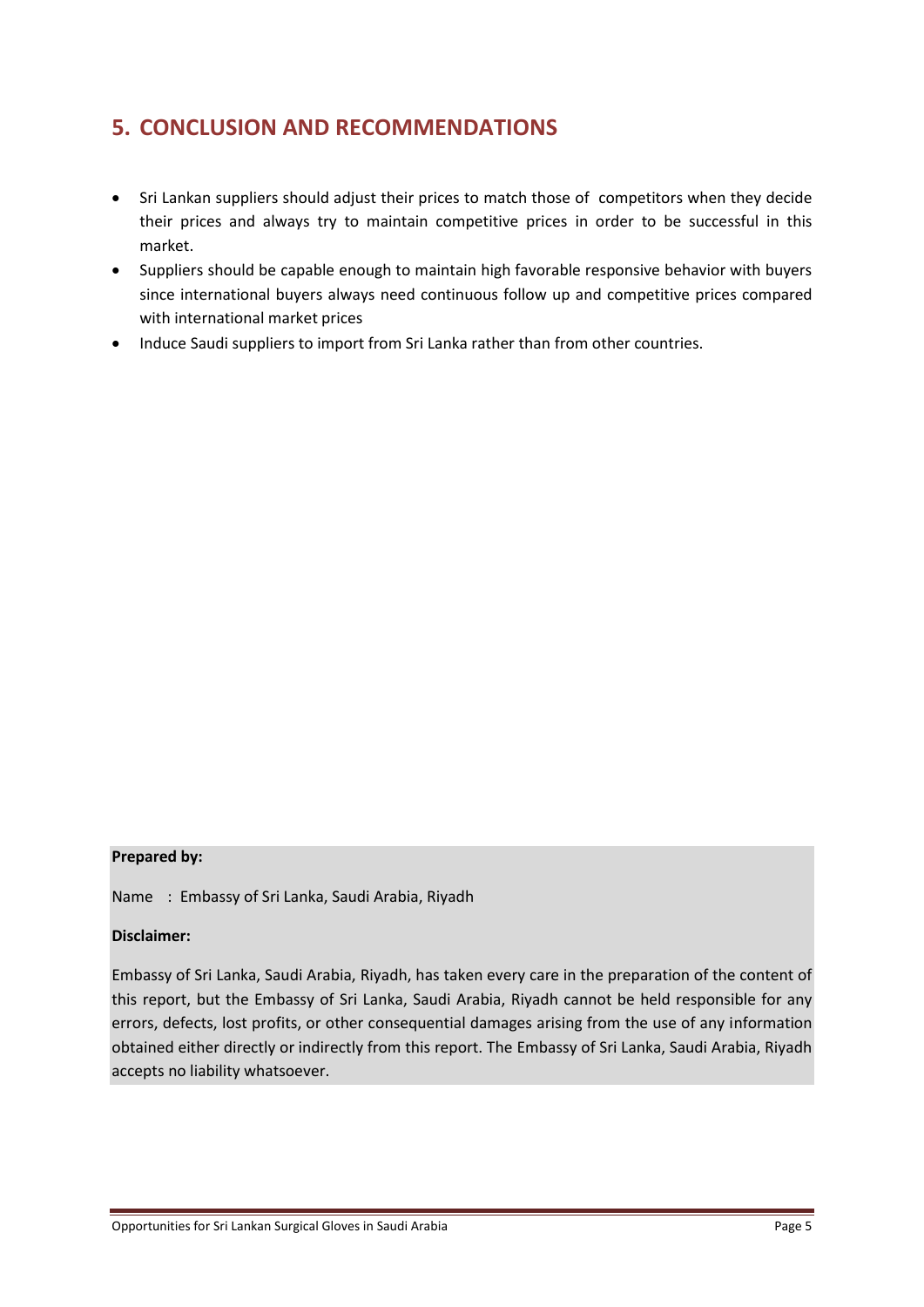## 5. CONCLUSION AND RECOMMENDATIONS

- Sri Lankan suppliers should adjust their prices to match those of competitors when they decide their prices and always try to maintain competitive prices in order to be successful in this market.
- Suppliers should be capable enough to maintain high favorable responsive behavior with buyers since international buyers always need continuous follow up and competitive prices compared with international market prices
- Induce Saudi suppliers to import from Sri Lanka rather than from other countries.

**Prepared by:**

Name : Embassy of Sri Lanka, Saudi Arabia, Riyadh

**Disclaimer:**

Embassy of Sri Lanka, Saudi Arabia, Riyadh, has taken every care in the preparation of the content of this report, but the Embassy of Sri Lanka, Saudi Arabia, Riyadh cannot be held responsible for any errors, defects, lost profits, or other consequential damages arising from the use of any information obtained either directly or indirectly from this report. The Embassy of Sri Lanka, Saudi Arabia, Riyadh accepts no liability whatsoever.